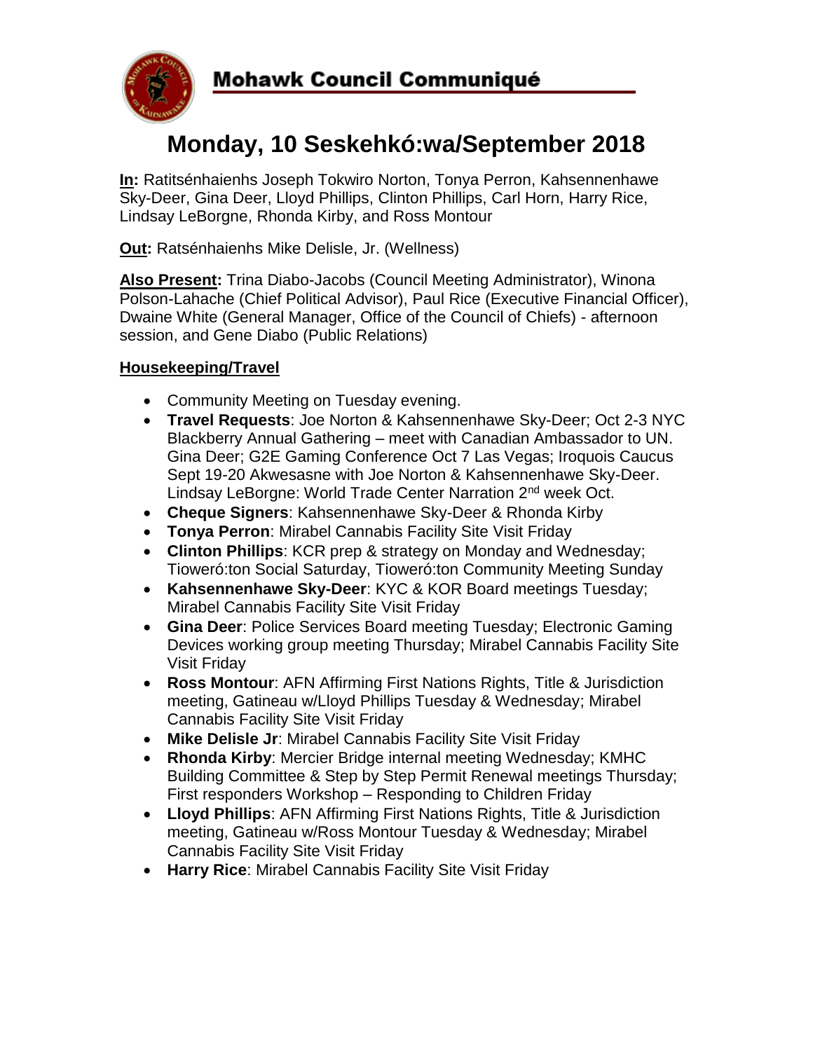**Mohawk Council Communiqué**

# Monday, 10 Seskehkó:wa/September 2018

**In:** Ratitsénhaienhs Joseph Tokwiro Norton, Tonya Perron, Kahsennenhawe Sky-Deer, Gina Deer, Lloyd Phillips, Clinton Phillips, Carl Horn, Harry Rice, Lindsay LeBorgne, Rhonda Kirby, and Ross Montour

**Out:** Ratsénhaienhs Mike Delisle, Jr. (Wellness)

**Also Present:** Trina Diabo-Jacobs (Council Meeting Administrator), Winona Polson-Lahache (Chief Political Advisor), Paul Rice (Executive Financial Officer), Dwaine White (General Manager, Office of the Council of Chiefs) - afternoon session, and Gene Diabo (Public Relations)

## Housekeeping/Travel

- Community Meeting on Tuesday evening.
- **Travel Requests**: Joe Norton & Kahsennenhawe Sky-Deer; Oct 2-3 NYC Blackberry Annual Gathering – meet with Canadian Ambassador to UN. Gina Deer; G2E Gaming Conference Oct 7 Las Vegas; Iroquois Caucus Sept 19-20 Akwesasne with Joe Norton & Kahsennenhawe Sky-Deer. Lindsay LeBorgne: World Trade Center Narration 2nd week Oct.
- **Cheque Signers**: Kahsennenhawe Sky-Deer & Rhonda Kirby
- **Tonya Perron**: Mirabel Cannabis Facility Site Visit Friday
- **Clinton Phillips**: KCR prep & strategy on Monday and Wednesday; Tioweró:ton Social Saturday, Tioweró:ton Community Meeting Sunday
- **Kahsennenhawe Sky-Deer**: KYC & KOR Board meetings Tuesday; Mirabel Cannabis Facility Site Visit Friday
- **Gina Deer**: Police Services Board meeting Tuesday; Electronic Gaming Devices working group meeting Thursday; Mirabel Cannabis Facility Site Visit Friday
- **Ross Montour**: AFN Affirming First Nations Rights, Title & Jurisdiction meeting, Gatineau w/Lloyd Phillips Tuesday & Wednesday; Mirabel Cannabis Facility Site Visit Friday
- **Mike Delisle Jr**: Mirabel Cannabis Facility Site Visit Friday
- **Rhonda Kirby**: Mercier Bridge internal meeting Wednesday; KMHC Building Committee & Step by Step Permit Renewal meetings Thursday; First responders Workshop – Responding to Children Friday
- **Lloyd Phillips**: AFN Affirming First Nations Rights, Title & Jurisdiction meeting, Gatineau w/Ross Montour Tuesday & Wednesday; Mirabel Cannabis Facility Site Visit Friday
- **Harry Rice**: Mirabel Cannabis Facility Site Visit Friday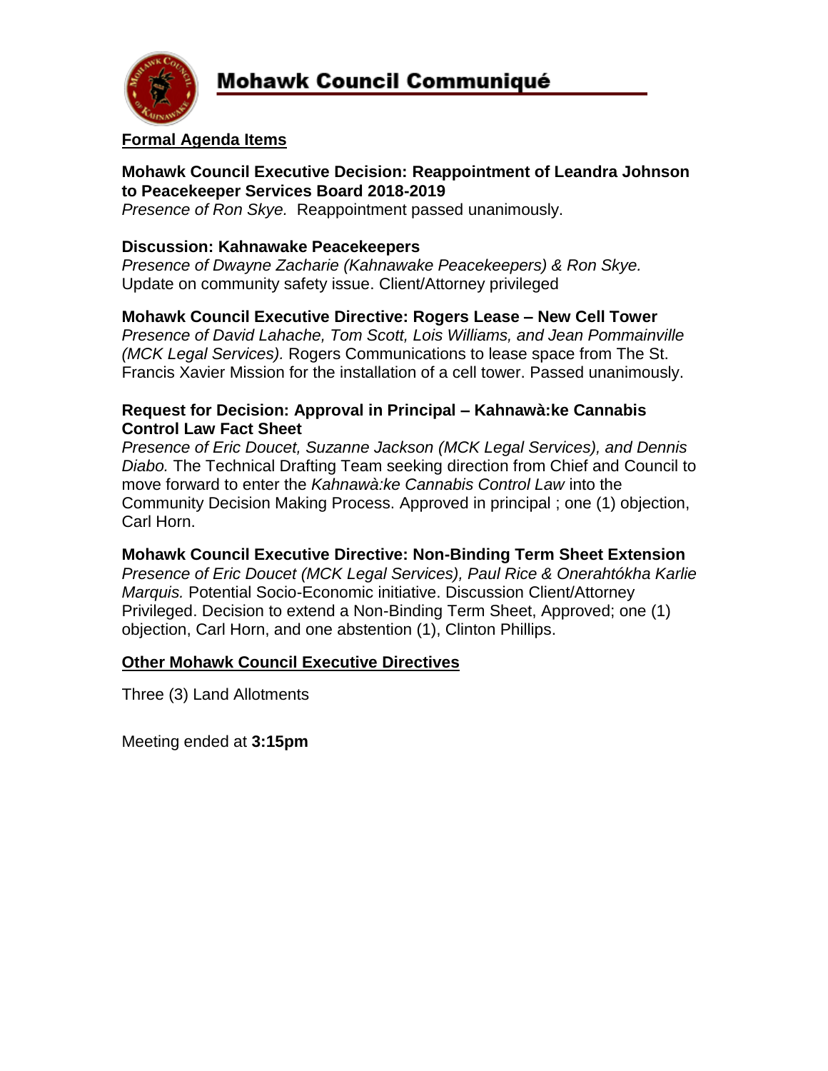## Mohawk Council Communiqué

**Formal Agenda Items**

**Mohawk Council Executive Decision: Reappointment of Leandra Johnson to Peacekeeper Services Board 2018-2019**
*Presence of Ron Skye.* Reappointment passed unanimously.

**Discussion: Kahnawake Peacekeepers**
*Presence of Dwayne Zacharie (Kahnawake Peacekeepers) & Ron Skye.*
Update on community safety issue. Client/Attorney privileged

**Mohawk Council Executive Directive: Rogers Lease – New Cell Tower**
*Presence of David Lahache, Tom Scott, Lois Williams, and Jean Pommainville (MCK Legal Services).* Rogers Communications to lease space from The St. Francis Xavier Mission for the installation of a cell tower. Passed unanimously.

**Request for Decision: Approval in Principal – Kahnawà:ke Cannabis Control Law Fact Sheet**
*Presence of Eric Doucet, Suzanne Jackson (MCK Legal Services), and Dennis Diabo.* The Technical Drafting Team seeking direction from Chief and Council to move forward to enter the *Kahnawà:ke Cannabis Control Law* into the Community Decision Making Process. Approved in principal ; one (1) objection, Carl Horn.

**Mohawk Council Executive Directive: Non-Binding Term Sheet Extension**
*Presence of Eric Doucet (MCK Legal Services), Paul Rice & Onerahtókha Karlie Marquis.* Potential Socio-Economic initiative. Discussion Client/Attorney Privileged. Decision to extend a Non-Binding Term Sheet, Approved; one (1) objection, Carl Horn, and one abstention (1), Clinton Phillips.

**Other Mohawk Council Executive Directives**

Three (3) Land Allotments

Meeting ended at **3:15pm**